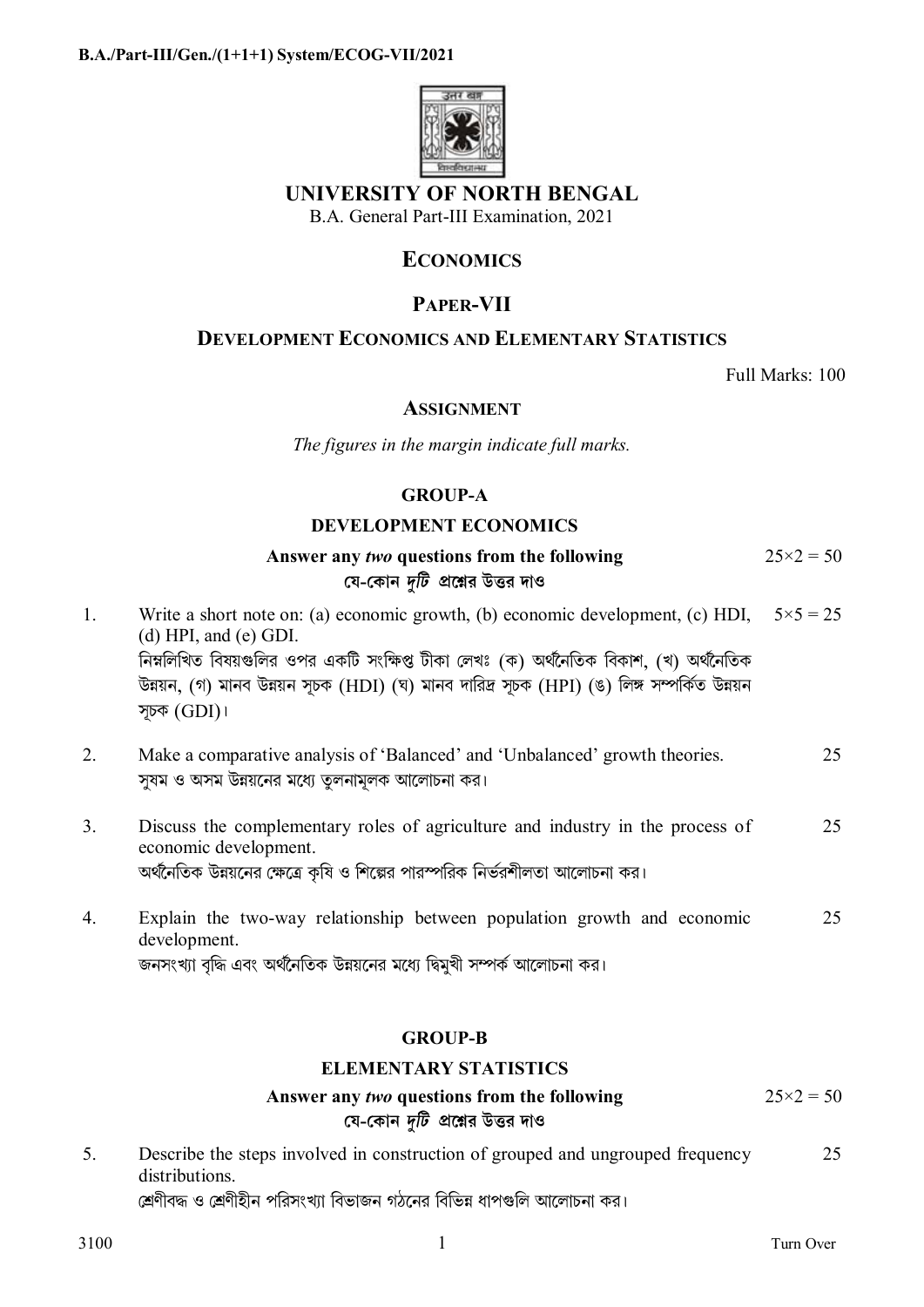B.A./Part-III/Gen./(1+1+1) System/ECOG-VII/2021

# UNIVERSITY OF NORTH BENGAL

B.A. General Part-III Examination, 2021

## ECONOMICS

## PAPER-VII

## DEVELOPMENT ECONOMICS AND ELEMENTARY STATISTICS

Full Marks: 100

### ASSIGNMENT

*The figures in the margin indicate full marks.*

### GROUP-A

### DEVELOPMENT ECONOMICS

**Answer any *two* questions from the following** $25\times2 = 50$

**যে-কোন *দুটি* প্রশ্নের উত্তর দাও**

1. Write a short note on: (a) economic growth, (b) economic development, (c) HDI, (d) HPI, and (e) GDI. $5\times5 = 25$

   নিম্নলিখিত বিষয়গুলির ওপর একটি সংক্ষিপ্ত টীকা লেখঃ (ক) অর্থনৈতিক বিকাশ, (খ) অর্থনৈতিক উন্নয়ন, (গ) মানব উন্নয়ন সূচক (HDI) (ঘ) মানব দারিদ্র সূচক (HPI) (ঙ) লিঙ্গ সম্পর্কিত উন্নয়ন সূচক (GDI)।

2. Make a comparative analysis of 'Balanced' and 'Unbalanced' growth theories. 25

   সুষম ও অসম উন্নয়নের মধ্যে তুলনামূলক আলোচনা কর।

3. Discuss the complementary roles of agriculture and industry in the process of economic development. 25

   অর্থনৈতিক উন্নয়নের ক্ষেত্রে কৃষি ও শিল্পের পারস্পরিক নির্ভরশীলতা আলোচনা কর।

4. Explain the two-way relationship between population growth and economic development. 25

   জনসংখ্যা বৃদ্ধি এবং অর্থনৈতিক উন্নয়নের মধ্যে দ্বিমুখী সম্পর্ক আলোচনা কর।

### GROUP-B

### ELEMENTARY STATISTICS

**Answer any *two* questions from the following** $25\times2 = 50$

**যে-কোন *দুটি* প্রশ্নের উত্তর দাও**

5. Describe the steps involved in construction of grouped and ungrouped frequency distributions. 25

   শ্রেণীবদ্ধ ও শ্রেণীহীন পরিসংখ্যা বিভাজন গঠনের বিভিন্ন ধাপগুলি আলোচনা কর।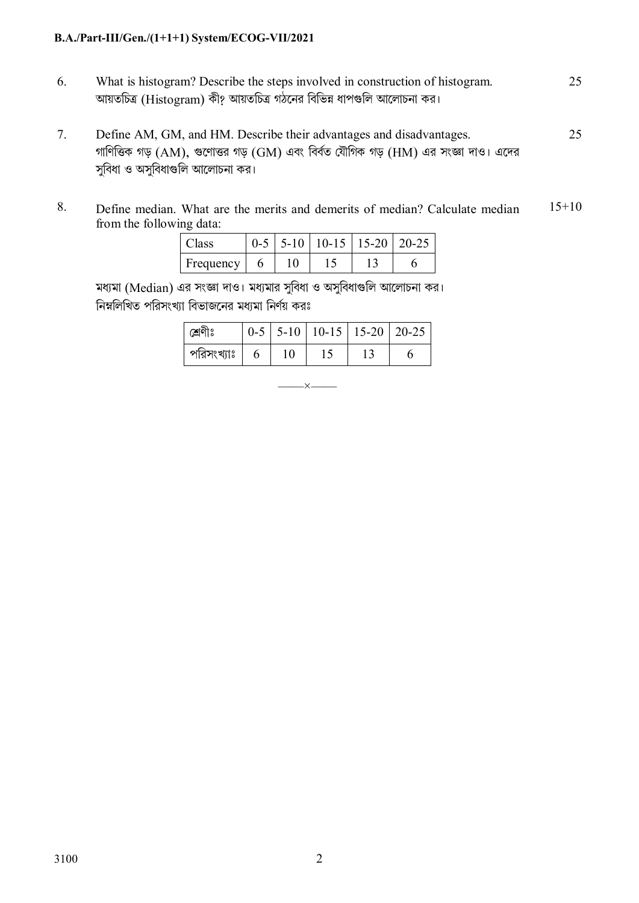6. What is histogram? Describe the steps involved in construction of histogram. 25

   আয়তচিত্র (Histogram) কী? আয়তচিত্র গঠনের বিভিন্ন ধাপগুলি আলোচনা কর।

7. Define AM, GM, and HM. Describe their advantages and disadvantages. 25

   গাণিত্তিক গড় (AM), গুণোত্তর গড় (GM) এবং বির্বত যৌগিক গড় (HM) এর সংজ্ঞা দাও। এদের সুবিধা ও অসুবিধাগুলি আলোচনা কর।

8. Define median. What are the merits and demerits of median? Calculate median from the following data: 15+10

| Class | 0-5 | 5-10 | 10-15 | 15-20 | 20-25 |
|---|---|---|---|---|---|
| Frequency | 6 | 10 | 15 | 13 | 6 |

   মধ্যমা (Median) এর সংজ্ঞা দাও। মধ্যমার সুবিধা ও অসুবিধাগুলি আলোচনা কর।

   নিম্নলিখিত পরিসংখ্যা বিভাজনের মধ্যমা নির্ণয় করঃ

| শ্রেণীঃ | 0-5 | 5-10 | 10-15 | 15-20 | 20-25 |
|---|---|---|---|---|---|
| পরিসংখ্যাঃ | 6 | 10 | 15 | 13 | 6 |

——×——